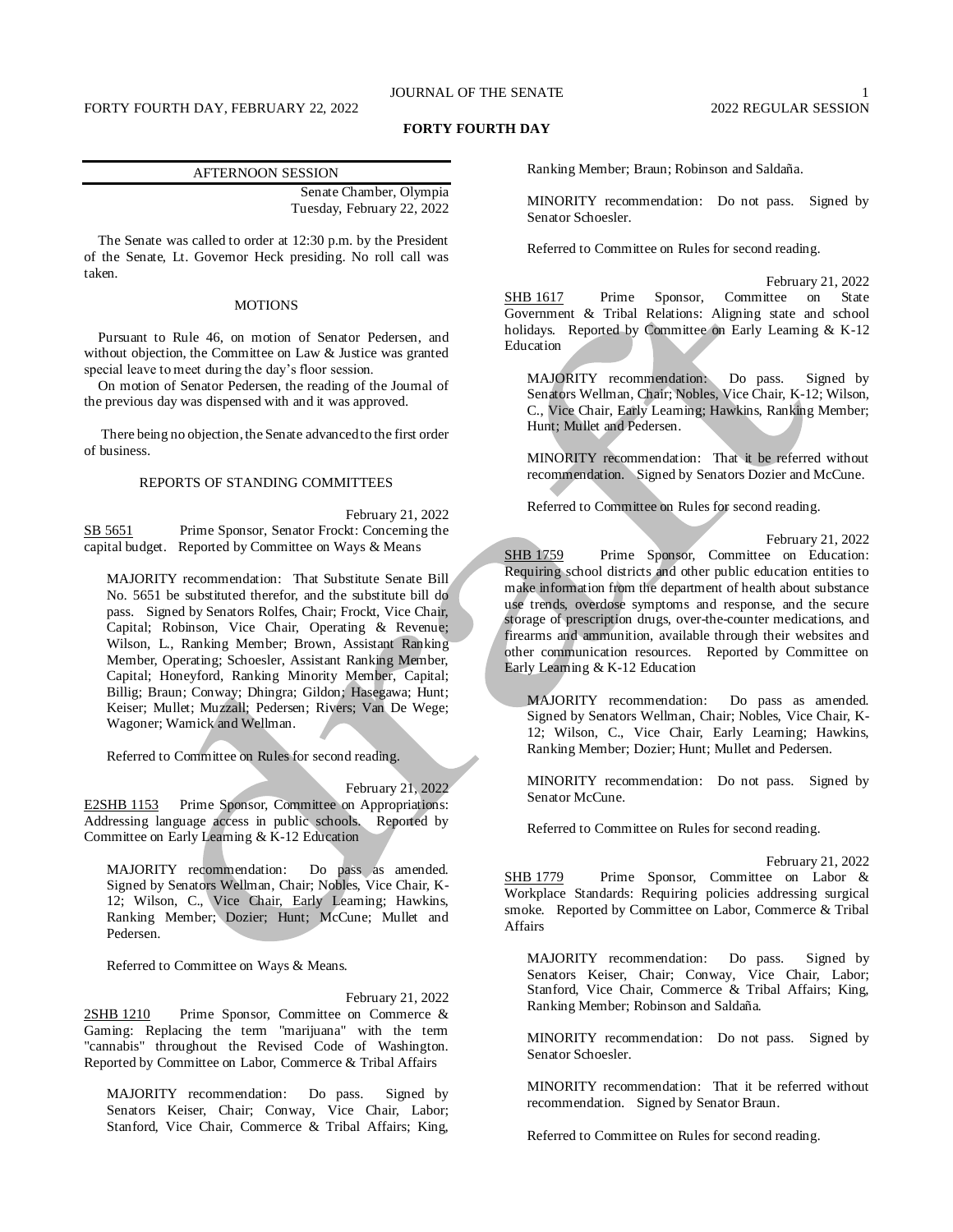# FORTY FOURTH DAY

AFTERNOON SESSION

Senate Chamber, Olympia
Tuesday, February 22, 2022

The Senate was called to order at 12:30 p.m. by the President of the Senate, Lt. Governor Heck presiding. No roll call was taken.

## MOTIONS

Pursuant to Rule 46, on motion of Senator Pedersen, and without objection, the Committee on Law & Justice was granted special leave to meet during the day's floor session.

On motion of Senator Pedersen, the reading of the Journal of the previous day was dispensed with and it was approved.

There being no objection, the Senate advanced to the first order of business.

## REPORTS OF STANDING COMMITTEES

February 21, 2022

SB 5651 Prime Sponsor, Senator Frockt: Concerning the capital budget. Reported by Committee on Ways & Means

MAJORITY recommendation: That Substitute Senate Bill No. 5651 be substituted therefor, and the substitute bill do pass. Signed by Senators Rolfes, Chair; Frockt, Vice Chair, Capital; Robinson, Vice Chair, Operating & Revenue; Wilson, L., Ranking Member; Brown, Assistant Ranking Member, Operating; Schoesler, Assistant Ranking Member, Capital; Honeyford, Ranking Minority Member, Capital; Billig; Braun; Conway; Dhingra; Gildon; Hasegawa; Hunt; Keiser; Mullet; Muzzall; Pedersen; Rivers; Van De Wege; Wagoner; Warnick and Wellman.

Referred to Committee on Rules for second reading.

February 21, 2022

E2SHB 1153 Prime Sponsor, Committee on Appropriations: Addressing language access in public schools. Reported by Committee on Early Learning & K-12 Education

MAJORITY recommendation: Do pass as amended. Signed by Senators Wellman, Chair; Nobles, Vice Chair, K-12; Wilson, C., Vice Chair, Early Learning; Hawkins, Ranking Member; Dozier; Hunt; McCune; Mullet and Pedersen.

Referred to Committee on Ways & Means.

February 21, 2022

2SHB 1210 Prime Sponsor, Committee on Commerce & Gaming: Replacing the term "marijuana" with the term "cannabis" throughout the Revised Code of Washington. Reported by Committee on Labor, Commerce & Tribal Affairs

MAJORITY recommendation: Do pass. Signed by Senators Keiser, Chair; Conway, Vice Chair, Labor; Stanford, Vice Chair, Commerce & Tribal Affairs; King, Ranking Member; Braun; Robinson and Saldaña.

MINORITY recommendation: Do not pass. Signed by Senator Schoesler.

Referred to Committee on Rules for second reading.

February 21, 2022

SHB 1617 Prime Sponsor, Committee on State Government & Tribal Relations: Aligning state and school holidays. Reported by Committee on Early Learning & K-12 Education

MAJORITY recommendation: Do pass. Signed by Senators Wellman, Chair; Nobles, Vice Chair, K-12; Wilson, C., Vice Chair, Early Learning; Hawkins, Ranking Member; Hunt; Mullet and Pedersen.

MINORITY recommendation: That it be referred without recommendation. Signed by Senators Dozier and McCune.

Referred to Committee on Rules for second reading.

February 21, 2022

SHB 1759 Prime Sponsor, Committee on Education: Requiring school districts and other public education entities to make information from the department of health about substance use trends, overdose symptoms and response, and the secure storage of prescription drugs, over-the-counter medications, and firearms and ammunition, available through their websites and other communication resources. Reported by Committee on Early Learning & K-12 Education

MAJORITY recommendation: Do pass as amended. Signed by Senators Wellman, Chair; Nobles, Vice Chair, K-12; Wilson, C., Vice Chair, Early Learning; Hawkins, Ranking Member; Dozier; Hunt; Mullet and Pedersen.

MINORITY recommendation: Do not pass. Signed by Senator McCune.

Referred to Committee on Rules for second reading.

February 21, 2022

SHB 1779 Prime Sponsor, Committee on Labor & Workplace Standards: Requiring policies addressing surgical smoke. Reported by Committee on Labor, Commerce & Tribal Affairs

MAJORITY recommendation: Do pass. Signed by Senators Keiser, Chair; Conway, Vice Chair, Labor; Stanford, Vice Chair, Commerce & Tribal Affairs; King, Ranking Member; Robinson and Saldaña.

MINORITY recommendation: Do not pass. Signed by Senator Schoesler.

MINORITY recommendation: That it be referred without recommendation. Signed by Senator Braun.

Referred to Committee on Rules for second reading.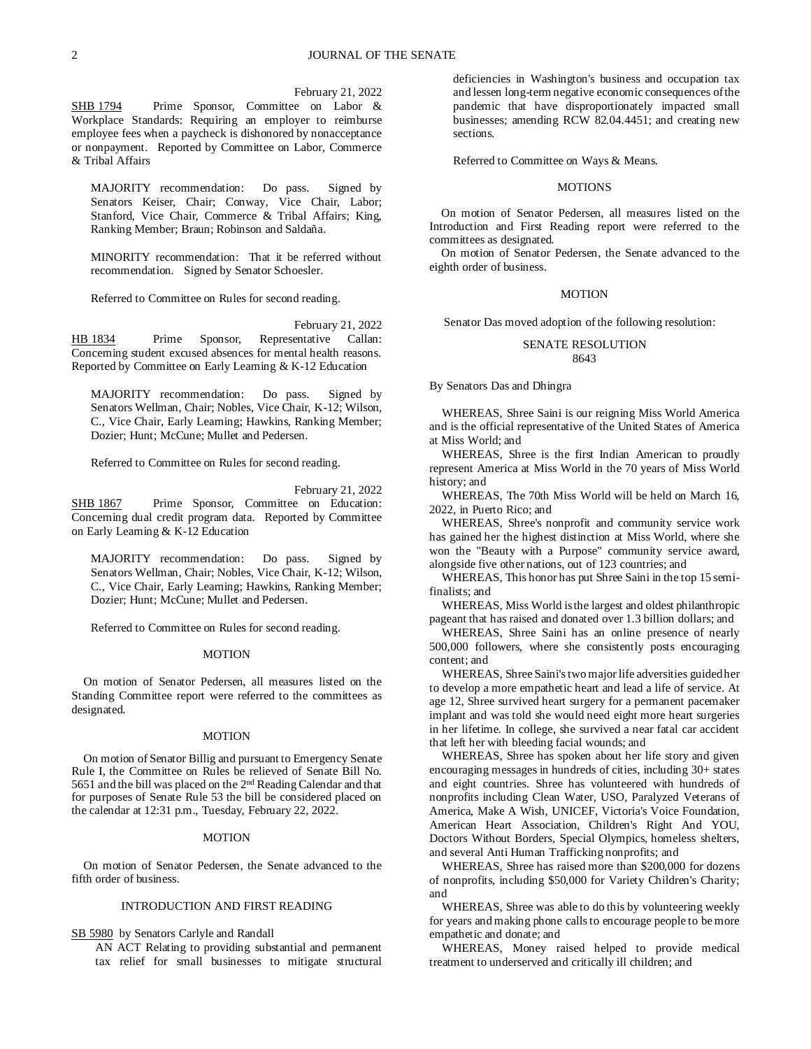February 21, 2022

SHB 1794 Prime Sponsor, Committee on Labor & Workplace Standards: Requiring an employer to reimburse employee fees when a paycheck is dishonored by nonacceptance or nonpayment. Reported by Committee on Labor, Commerce & Tribal Affairs

MAJORITY recommendation: Do pass. Signed by Senators Keiser, Chair; Conway, Vice Chair, Labor; Stanford, Vice Chair, Commerce & Tribal Affairs; King, Ranking Member; Braun; Robinson and Saldaña.

MINORITY recommendation: That it be referred without recommendation. Signed by Senator Schoesler.

Referred to Committee on Rules for second reading.

February 21, 2022

HB 1834 Prime Sponsor, Representative Callan: Concerning student excused absences for mental health reasons. Reported by Committee on Early Learning & K-12 Education

MAJORITY recommendation: Do pass. Signed by Senators Wellman, Chair; Nobles, Vice Chair, K-12; Wilson, C., Vice Chair, Early Learning; Hawkins, Ranking Member; Dozier; Hunt; McCune; Mullet and Pedersen.

Referred to Committee on Rules for second reading.

February 21, 2022

SHB 1867 Prime Sponsor, Committee on Education: Concerning dual credit program data. Reported by Committee on Early Learning & K-12 Education

MAJORITY recommendation: Do pass. Signed by Senators Wellman, Chair; Nobles, Vice Chair, K-12; Wilson, C., Vice Chair, Early Learning; Hawkins, Ranking Member; Dozier; Hunt; McCune; Mullet and Pedersen.

Referred to Committee on Rules for second reading.

MOTION

On motion of Senator Pedersen, all measures listed on the Standing Committee report were referred to the committees as designated.

MOTION

On motion of Senator Billig and pursuant to Emergency Senate Rule I, the Committee on Rules be relieved of Senate Bill No. 5651 and the bill was placed on the 2nd Reading Calendar and that for purposes of Senate Rule 53 the bill be considered placed on the calendar at 12:31 p.m., Tuesday, February 22, 2022.

MOTION

On motion of Senator Pedersen, the Senate advanced to the fifth order of business.

INTRODUCTION AND FIRST READING

SB 5980 by Senators Carlyle and Randall

AN ACT Relating to providing substantial and permanent tax relief for small businesses to mitigate structural deficiencies in Washington's business and occupation tax and lessen long-term negative economic consequences of the pandemic that have disproportionately impacted small businesses; amending RCW 82.04.4451; and creating new sections.

Referred to Committee on Ways & Means.

MOTIONS

On motion of Senator Pedersen, all measures listed on the Introduction and First Reading report were referred to the committees as designated.

On motion of Senator Pedersen, the Senate advanced to the eighth order of business.

MOTION

Senator Das moved adoption of the following resolution:

SENATE RESOLUTION
8643

By Senators Das and Dhingra

WHEREAS, Shree Saini is our reigning Miss World America and is the official representative of the United States of America at Miss World; and

WHEREAS, Shree is the first Indian American to proudly represent America at Miss World in the 70 years of Miss World history; and

WHEREAS, The 70th Miss World will be held on March 16, 2022, in Puerto Rico; and

WHEREAS, Shree's nonprofit and community service work has gained her the highest distinction at Miss World, where she won the "Beauty with a Purpose" community service award, alongside five other nations, out of 123 countries; and

WHEREAS, This honor has put Shree Saini in the top 15 semi-finalists; and

WHEREAS, Miss World is the largest and oldest philanthropic pageant that has raised and donated over 1.3 billion dollars; and

WHEREAS, Shree Saini has an online presence of nearly 500,000 followers, where she consistently posts encouraging content; and

WHEREAS, Shree Saini's two major life adversities guided her to develop a more empathetic heart and lead a life of service. At age 12, Shree survived heart surgery for a permanent pacemaker implant and was told she would need eight more heart surgeries in her lifetime. In college, she survived a near fatal car accident that left her with bleeding facial wounds; and

WHEREAS, Shree has spoken about her life story and given encouraging messages in hundreds of cities, including 30+ states and eight countries. Shree has volunteered with hundreds of nonprofits including Clean Water, USO, Paralyzed Veterans of America, Make A Wish, UNICEF, Victoria's Voice Foundation, American Heart Association, Children's Right And YOU, Doctors Without Borders, Special Olympics, homeless shelters, and several Anti Human Trafficking nonprofits; and

WHEREAS, Shree has raised more than $200,000 for dozens of nonprofits, including $50,000 for Variety Children's Charity; and

WHEREAS, Shree was able to do this by volunteering weekly for years and making phone calls to encourage people to be more empathetic and donate; and

WHEREAS, Money raised helped to provide medical treatment to underserved and critically ill children; and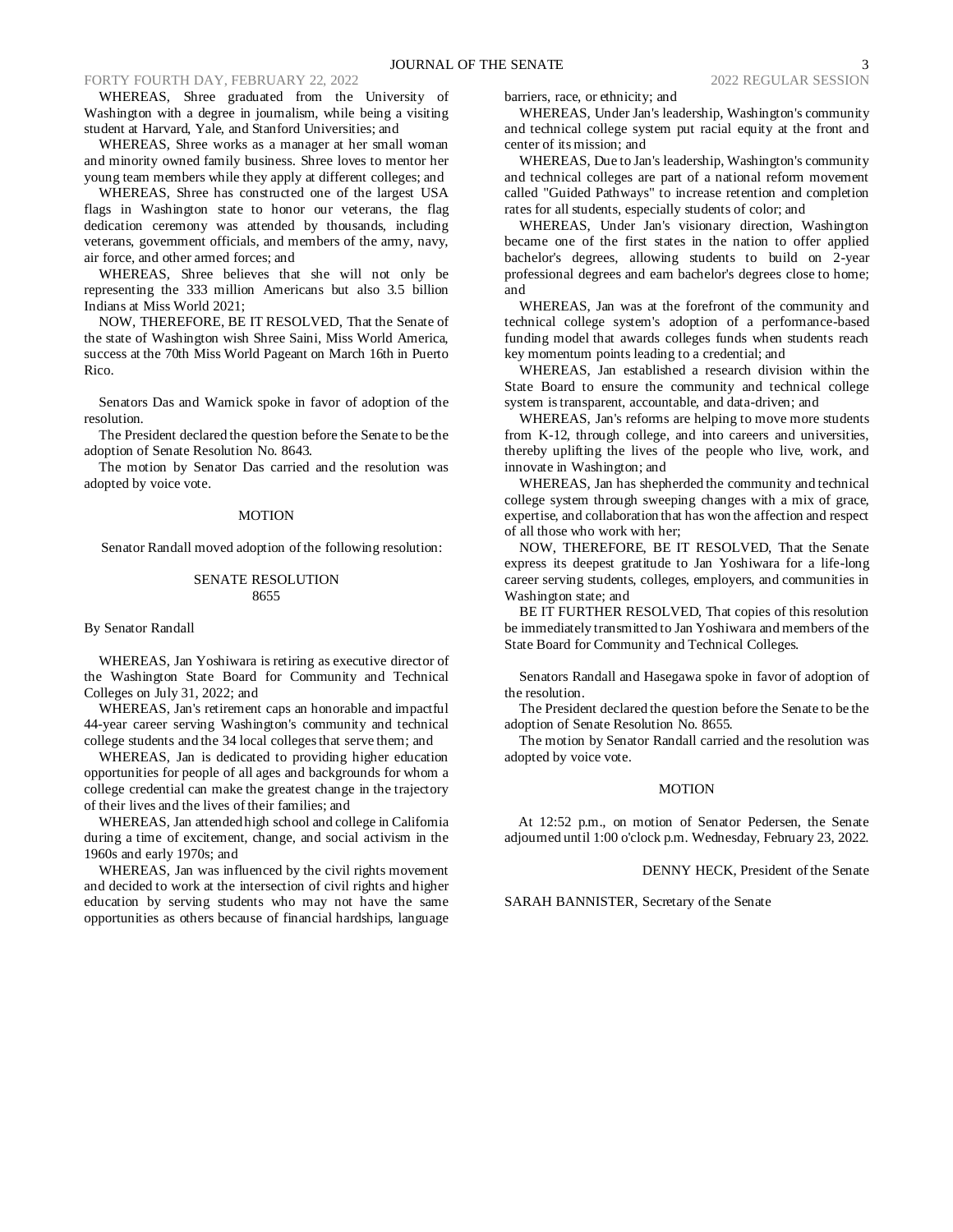WHEREAS, Shree graduated from the University of Washington with a degree in journalism, while being a visiting student at Harvard, Yale, and Stanford Universities; and

WHEREAS, Shree works as a manager at her small woman and minority owned family business. Shree loves to mentor her young team members while they apply at different colleges; and

WHEREAS, Shree has constructed one of the largest USA flags in Washington state to honor our veterans, the flag dedication ceremony was attended by thousands, including veterans, government officials, and members of the army, navy, air force, and other armed forces; and

WHEREAS, Shree believes that she will not only be representing the 333 million Americans but also 3.5 billion Indians at Miss World 2021;

NOW, THEREFORE, BE IT RESOLVED, That the Senate of the state of Washington wish Shree Saini, Miss World America, success at the 70th Miss World Pageant on March 16th in Puerto Rico.

Senators Das and Warnick spoke in favor of adoption of the resolution.

The President declared the question before the Senate to be the adoption of Senate Resolution No. 8643.

The motion by Senator Das carried and the resolution was adopted by voice vote.

MOTION

Senator Randall moved adoption of the following resolution:

SENATE RESOLUTION
8655

By Senator Randall

WHEREAS, Jan Yoshiwara is retiring as executive director of the Washington State Board for Community and Technical Colleges on July 31, 2022; and

WHEREAS, Jan's retirement caps an honorable and impactful 44-year career serving Washington's community and technical college students and the 34 local colleges that serve them; and

WHEREAS, Jan is dedicated to providing higher education opportunities for people of all ages and backgrounds for whom a college credential can make the greatest change in the trajectory of their lives and the lives of their families; and

WHEREAS, Jan attended high school and college in California during a time of excitement, change, and social activism in the 1960s and early 1970s; and

WHEREAS, Jan was influenced by the civil rights movement and decided to work at the intersection of civil rights and higher education by serving students who may not have the same opportunities as others because of financial hardships, language barriers, race, or ethnicity; and

WHEREAS, Under Jan's leadership, Washington's community and technical college system put racial equity at the front and center of its mission; and

WHEREAS, Due to Jan's leadership, Washington's community and technical colleges are part of a national reform movement called "Guided Pathways" to increase retention and completion rates for all students, especially students of color; and

WHEREAS, Under Jan's visionary direction, Washington became one of the first states in the nation to offer applied bachelor's degrees, allowing students to build on 2-year professional degrees and earn bachelor's degrees close to home; and

WHEREAS, Jan was at the forefront of the community and technical college system's adoption of a performance-based funding model that awards colleges funds when students reach key momentum points leading to a credential; and

WHEREAS, Jan established a research division within the State Board to ensure the community and technical college system is transparent, accountable, and data-driven; and

WHEREAS, Jan's reforms are helping to move more students from K-12, through college, and into careers and universities, thereby uplifting the lives of the people who live, work, and innovate in Washington; and

WHEREAS, Jan has shepherded the community and technical college system through sweeping changes with a mix of grace, expertise, and collaboration that has won the affection and respect of all those who work with her;

NOW, THEREFORE, BE IT RESOLVED, That the Senate express its deepest gratitude to Jan Yoshiwara for a life-long career serving students, colleges, employers, and communities in Washington state; and

BE IT FURTHER RESOLVED, That copies of this resolution be immediately transmitted to Jan Yoshiwara and members of the State Board for Community and Technical Colleges.

Senators Randall and Hasegawa spoke in favor of adoption of the resolution.

The President declared the question before the Senate to be the adoption of Senate Resolution No. 8655.

The motion by Senator Randall carried and the resolution was adopted by voice vote.

MOTION

At 12:52 p.m., on motion of Senator Pedersen, the Senate adjourned until 1:00 o'clock p.m. Wednesday, February 23, 2022.

DENNY HECK, President of the Senate

SARAH BANNISTER, Secretary of the Senate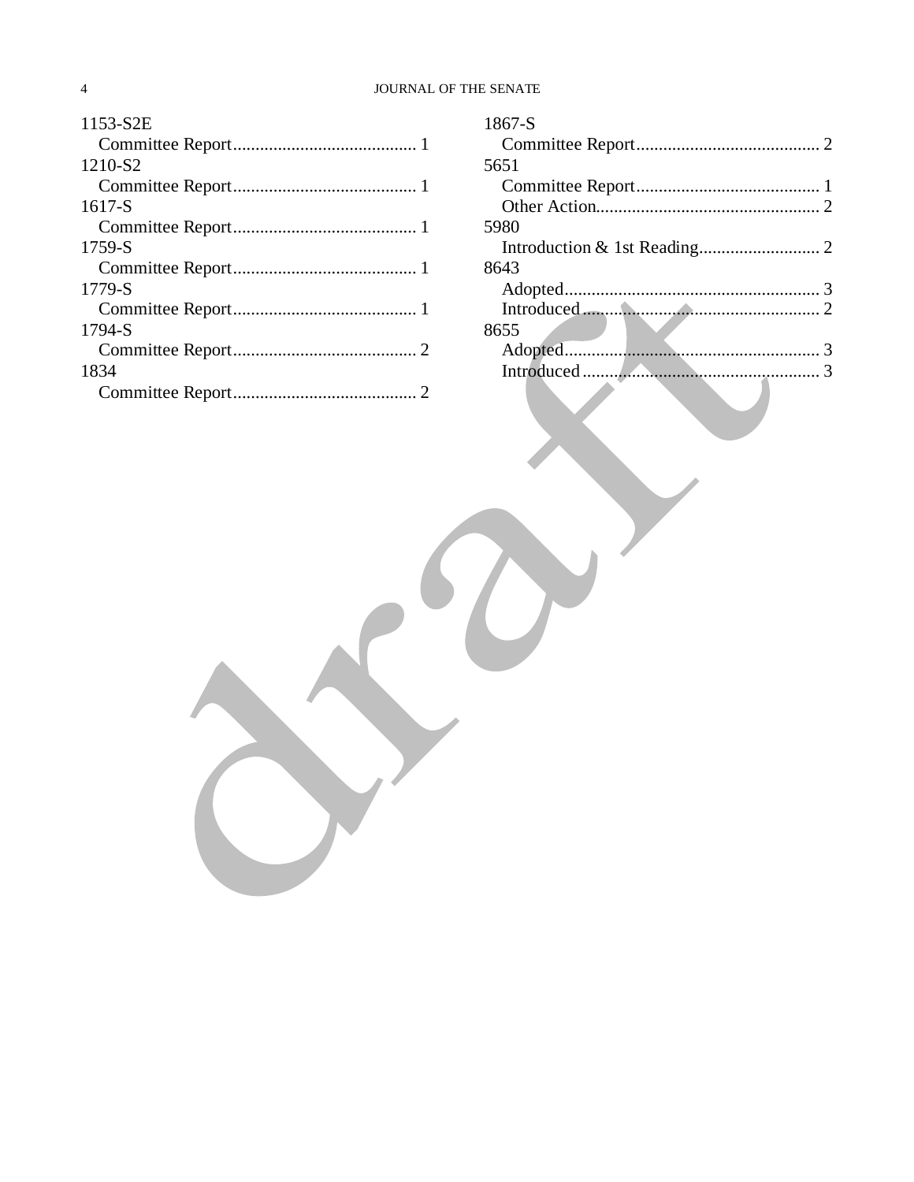1153-S2E
Committee Report......................................... 1
1210-S2
Committee Report......................................... 1
1617-S
Committee Report......................................... 1
1759-S
Committee Report......................................... 1
1779-S
Committee Report......................................... 1
1794-S
Committee Report......................................... 2
1834
Committee Report......................................... 2
1867-S
Committee Report......................................... 2
5651
Committee Report......................................... 1
Other Action.................................................. 2
5980
Introduction & 1st Reading........................... 2
8643
Adopted......................................................... 3
Introduced...................................................... 2
8655
Adopted......................................................... 3
Introduced...................................................... 3